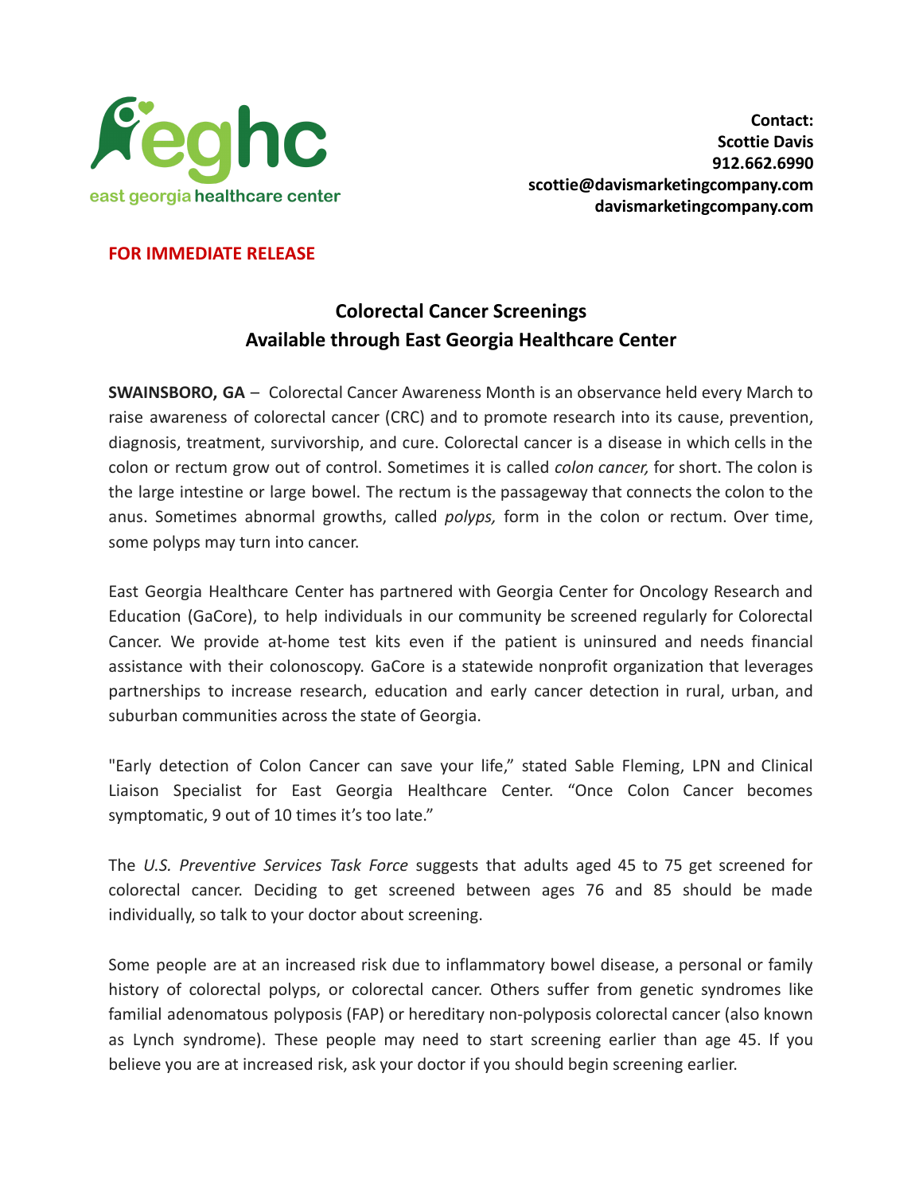egh c
east georgia healthcare center

**Contact:**
**Scottie Davis**
**912.662.6990**
**scottie@davismarketingcompany.com**
**davismarketingcompany.com**

**FOR IMMEDIATE RELEASE**

## Colorectal Cancer Screenings Available through East Georgia Healthcare Center

**SWAINSBORO, GA** – Colorectal Cancer Awareness Month is an observance held every March to raise awareness of colorectal cancer (CRC) and to promote research into its cause, prevention, diagnosis, treatment, survivorship, and cure. Colorectal cancer is a disease in which cells in the colon or rectum grow out of control. Sometimes it is called *colon cancer,* for short. The colon is the large intestine or large bowel. The rectum is the passageway that connects the colon to the anus. Sometimes abnormal growths, called *polyps,* form in the colon or rectum. Over time, some polyps may turn into cancer.

East Georgia Healthcare Center has partnered with Georgia Center for Oncology Research and Education (GaCore), to help individuals in our community be screened regularly for Colorectal Cancer. We provide at-home test kits even if the patient is uninsured and needs financial assistance with their colonoscopy. GaCore is a statewide nonprofit organization that leverages partnerships to increase research, education and early cancer detection in rural, urban, and suburban communities across the state of Georgia.

"Early detection of Colon Cancer can save your life," stated Sable Fleming, LPN and Clinical Liaison Specialist for East Georgia Healthcare Center. "Once Colon Cancer becomes symptomatic, 9 out of 10 times it's too late."

The *U.S. Preventive Services Task Force* suggests that adults aged 45 to 75 get screened for colorectal cancer. Deciding to get screened between ages 76 and 85 should be made individually, so talk to your doctor about screening.

Some people are at an increased risk due to inflammatory bowel disease, a personal or family history of colorectal polyps, or colorectal cancer. Others suffer from genetic syndromes like familial adenomatous polyposis (FAP) or hereditary non-polyposis colorectal cancer (also known as Lynch syndrome). These people may need to start screening earlier than age 45. If you believe you are at increased risk, ask your doctor if you should begin screening earlier.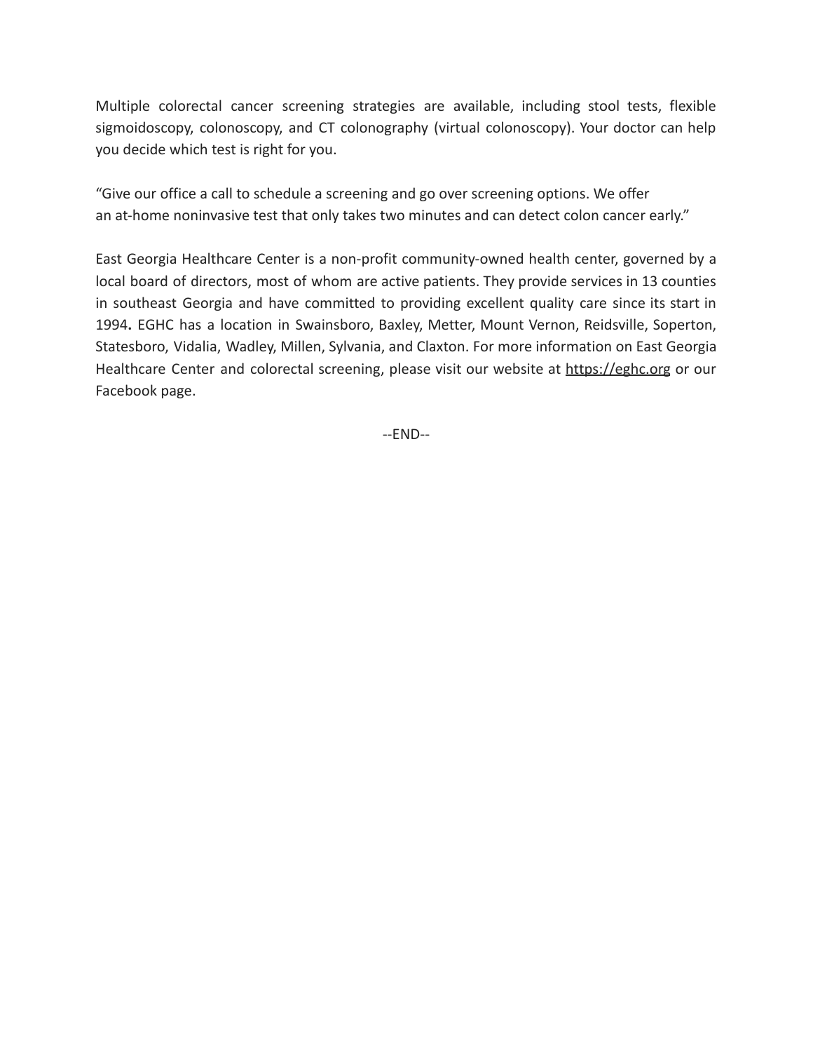Multiple colorectal cancer screening strategies are available, including stool tests, flexible sigmoidoscopy, colonoscopy, and CT colonography (virtual colonoscopy). Your doctor can help you decide which test is right for you.

"Give our office a call to schedule a screening and go over screening options. We offer an at-home noninvasive test that only takes two minutes and can detect colon cancer early."

East Georgia Healthcare Center is a non-profit community-owned health center, governed by a local board of directors, most of whom are active patients. They provide services in 13 counties in southeast Georgia and have committed to providing excellent quality care since its start in 1994**.** EGHC has a location in Swainsboro, Baxley, Metter, Mount Vernon, Reidsville, Soperton, Statesboro, Vidalia, Wadley, Millen, Sylvania, and Claxton. For more information on East Georgia Healthcare Center and colorectal screening, please visit our website at https://eghc.org or our Facebook page.

--END--